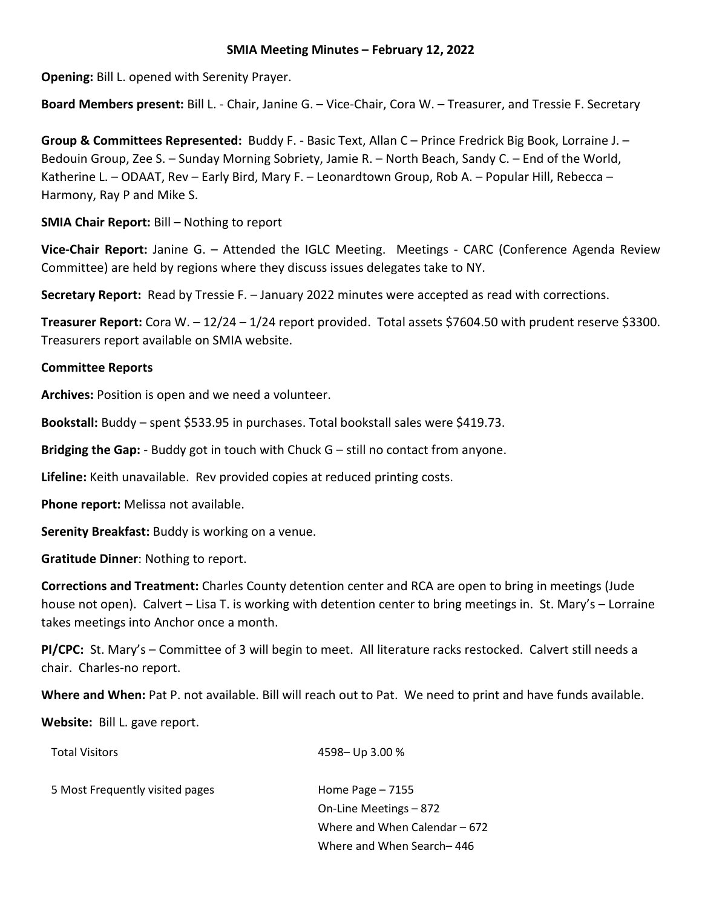## SMIA Meeting Minutes – February 12, 2022

**Opening:** Bill L. opened with Serenity Prayer.

**Board Members present:** Bill L. - Chair, Janine G. – Vice-Chair, Cora W. – Treasurer, and Tressie F. Secretary

**Group & Committees Represented:** Buddy F. - Basic Text, Allan C – Prince Fredrick Big Book, Lorraine J. – Bedouin Group, Zee S. – Sunday Morning Sobriety, Jamie R. – North Beach, Sandy C. – End of the World, Katherine L. – ODAAT, Rev – Early Bird, Mary F. – Leonardtown Group, Rob A. – Popular Hill, Rebecca – Harmony, Ray P and Mike S.

**SMIA Chair Report:** Bill – Nothing to report

**Vice-Chair Report:** Janine G. – Attended the IGLC Meeting. Meetings - CARC (Conference Agenda Review Committee) are held by regions where they discuss issues delegates take to NY.

**Secretary Report:** Read by Tressie F. – January 2022 minutes were accepted as read with corrections.

**Treasurer Report:** Cora W. – 12/24 – 1/24 report provided. Total assets $7604.50 with prudent reserve $3300. Treasurers report available on SMIA website.

**Committee Reports**

**Archives:** Position is open and we need a volunteer.

**Bookstall:** Buddy – spent $533.95 in purchases. Total bookstall sales were $419.73.

**Bridging the Gap:** - Buddy got in touch with Chuck G – still no contact from anyone.

**Lifeline:** Keith unavailable. Rev provided copies at reduced printing costs.

**Phone report:** Melissa not available.

**Serenity Breakfast:** Buddy is working on a venue.

**Gratitude Dinner**: Nothing to report.

**Corrections and Treatment:** Charles County detention center and RCA are open to bring in meetings (Jude house not open). Calvert – Lisa T. is working with detention center to bring meetings in. St. Mary's – Lorraine takes meetings into Anchor once a month.

**PI/CPC:** St. Mary's – Committee of 3 will begin to meet. All literature racks restocked. Calvert still needs a chair. Charles-no report.

**Where and When:** Pat P. not available. Bill will reach out to Pat. We need to print and have funds available.

**Website:** Bill L. gave report.

| | |
|---|---|
| Total Visitors | 4598– Up 3.00 % |
| 5 Most Frequently visited pages | Home Page – 7155<br>On-Line Meetings – 872<br>Where and When Calendar – 672<br>Where and When Search– 446 |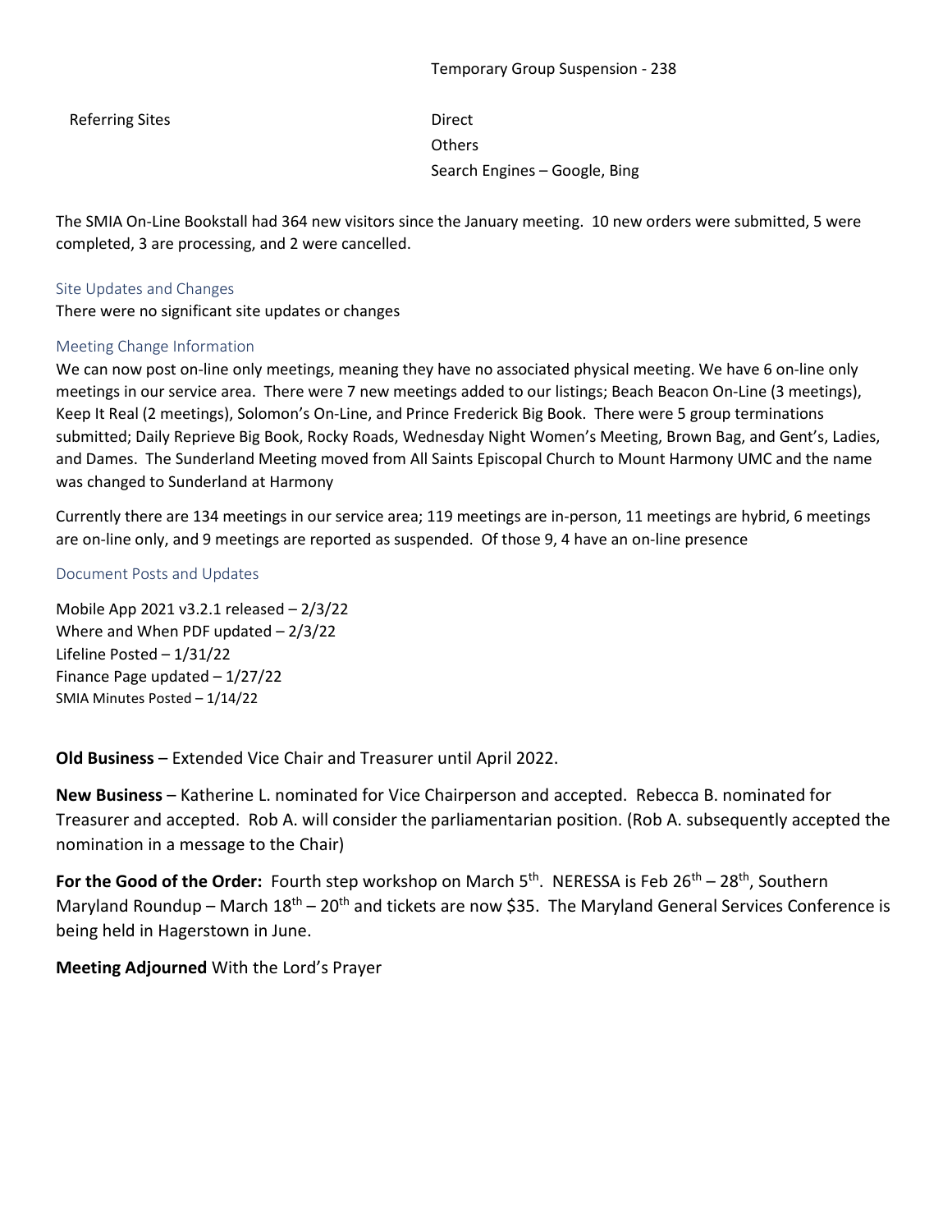Temporary Group Suspension - 238

| | |
|---|---|
| Referring Sites | Direct |
| | Others |
| | Search Engines – Google, Bing |

The SMIA On-Line Bookstall had 364 new visitors since the January meeting. 10 new orders were submitted, 5 were completed, 3 are processing, and 2 were cancelled.

### Site Updates and Changes

There were no significant site updates or changes

### Meeting Change Information

We can now post on-line only meetings, meaning they have no associated physical meeting. We have 6 on-line only meetings in our service area. There were 7 new meetings added to our listings; Beach Beacon On-Line (3 meetings), Keep It Real (2 meetings), Solomon's On-Line, and Prince Frederick Big Book. There were 5 group terminations submitted; Daily Reprieve Big Book, Rocky Roads, Wednesday Night Women's Meeting, Brown Bag, and Gent's, Ladies, and Dames. The Sunderland Meeting moved from All Saints Episcopal Church to Mount Harmony UMC and the name was changed to Sunderland at Harmony

Currently there are 134 meetings in our service area; 119 meetings are in-person, 11 meetings are hybrid, 6 meetings are on-line only, and 9 meetings are reported as suspended. Of those 9, 4 have an on-line presence

### Document Posts and Updates

Mobile App 2021 v3.2.1 released – 2/3/22
Where and When PDF updated – 2/3/22
Lifeline Posted – 1/31/22
Finance Page updated – 1/27/22
SMIA Minutes Posted – 1/14/22

**Old Business** – Extended Vice Chair and Treasurer until April 2022.

**New Business** – Katherine L. nominated for Vice Chairperson and accepted. Rebecca B. nominated for Treasurer and accepted. Rob A. will consider the parliamentarian position. (Rob A. subsequently accepted the nomination in a message to the Chair)

**For the Good of the Order:** Fourth step workshop on March 5th. NERESSA is Feb 26th – 28th, Southern Maryland Roundup – March 18th – 20th and tickets are now $35. The Maryland General Services Conference is being held in Hagerstown in June.

**Meeting Adjourned** With the Lord's Prayer